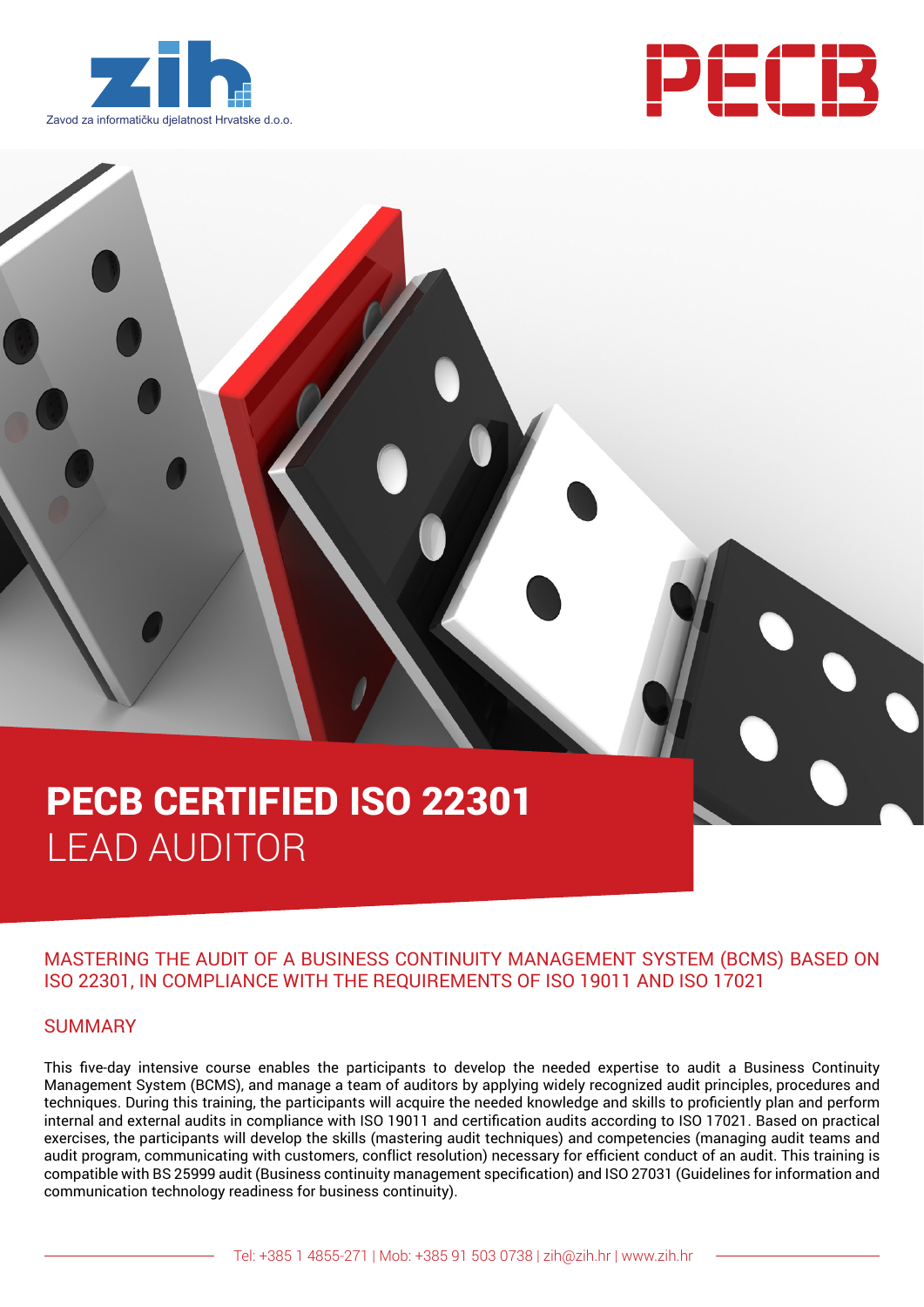Zavod za informatičku djelatnost Hrvatske d.o.o.

# PECB CERTIFIED ISO 22301 LEAD AUDITOR

## MASTERING THE AUDIT OF A BUSINESS CONTINUITY MANAGEMENT SYSTEM (BCMS) BASED ON ISO 22301, IN COMPLIANCE WITH THE REQUIREMENTS OF ISO 19011 AND ISO 17021

## SUMMARY

This five-day intensive course enables the participants to develop the needed expertise to audit a Business Continuity Management System (BCMS), and manage a team of auditors by applying widely recognized audit principles, procedures and techniques. During this training, the participants will acquire the needed knowledge and skills to proficiently plan and perform internal and external audits in compliance with ISO 19011 and certification audits according to ISO 17021. Based on practical exercises, the participants will develop the skills (mastering audit techniques) and competencies (managing audit teams and audit program, communicating with customers, conflict resolution) necessary for efficient conduct of an audit. This training is compatible with BS 25999 audit (Business continuity management specification) and ISO 27031 (Guidelines for information and communication technology readiness for business continuity).

Tel: +385 1 4855-271 | Mob: +385 91 503 0738 | zih@zih.hr | www.zih.hr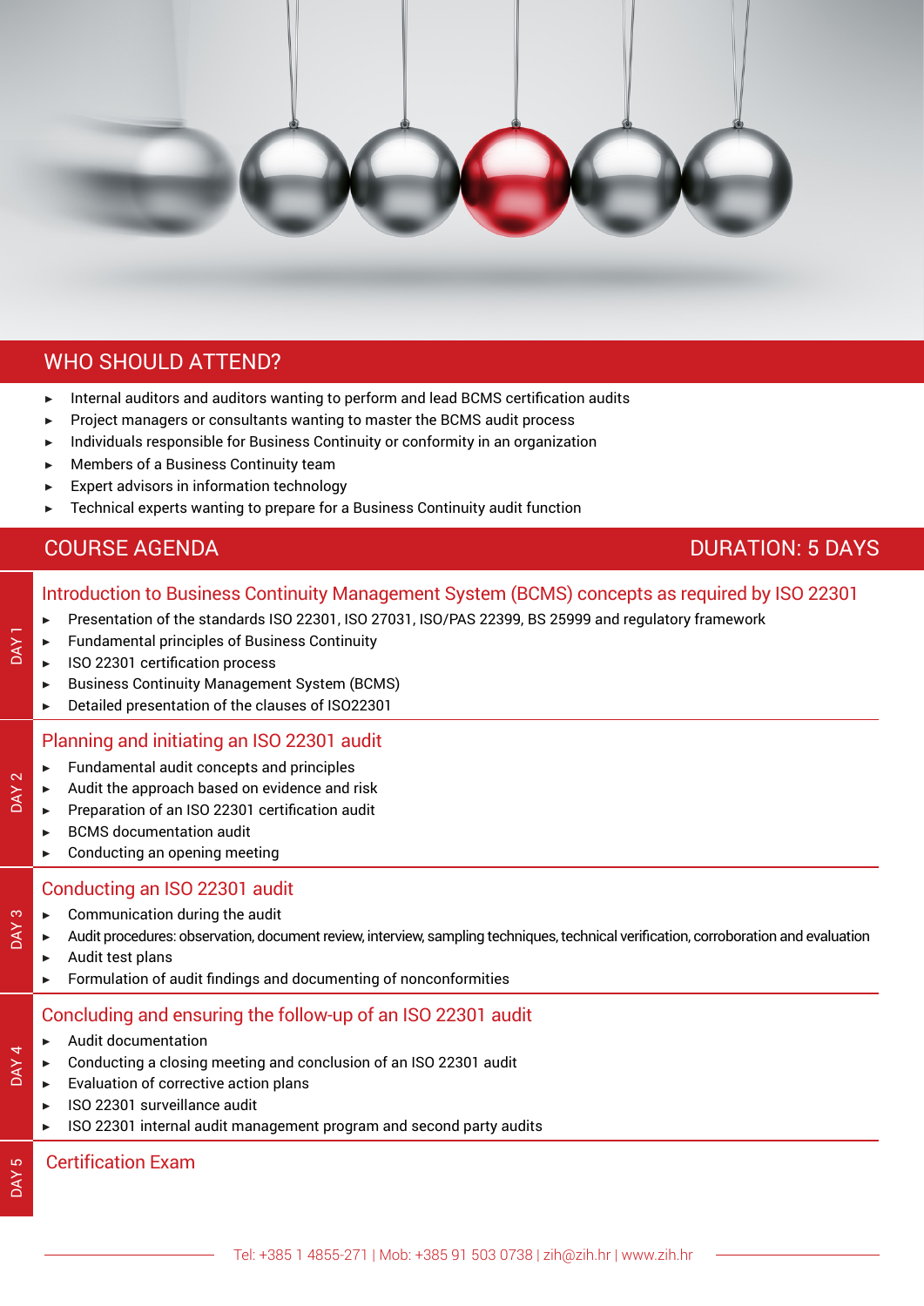## WHO SHOULD ATTEND?

- Internal auditors and auditors wanting to perform and lead BCMS certification audits
- Project managers or consultants wanting to master the BCMS audit process
- Individuals responsible for Business Continuity or conformity in an organization
- Members of a Business Continuity team
- Expert advisors in information technology
- Technical experts wanting to prepare for a Business Continuity audit function

## COURSE AGENDA

**DURATION: 5 DAYS**

### DAY 1 — Introduction to Business Continuity Management System (BCMS) concepts as required by ISO 22301

- Presentation of the standards ISO 22301, ISO 27031, ISO/PAS 22399, BS 25999 and regulatory framework
- Fundamental principles of Business Continuity
- ISO 22301 certification process
- Business Continuity Management System (BCMS)
- Detailed presentation of the clauses of ISO22301

### DAY 2 — Planning and initiating an ISO 22301 audit

- Fundamental audit concepts and principles
- Audit the approach based on evidence and risk
- Preparation of an ISO 22301 certification audit
- BCMS documentation audit
- Conducting an opening meeting

### DAY 3 — Conducting an ISO 22301 audit

- Communication during the audit
- Audit procedures: observation, document review, interview, sampling techniques, technical verification, corroboration and evaluation
- Audit test plans
- Formulation of audit findings and documenting of nonconformities

### DAY 4 — Concluding and ensuring the follow-up of an ISO 22301 audit

- Audit documentation
- Conducting a closing meeting and conclusion of an ISO 22301 audit
- Evaluation of corrective action plans
- ISO 22301 surveillance audit
- ISO 22301 internal audit management program and second party audits

### DAY 5 — Certification Exam

Tel: +385 1 4855-271 | Mob: +385 91 503 0738 | zih@zih.hr | www.zih.hr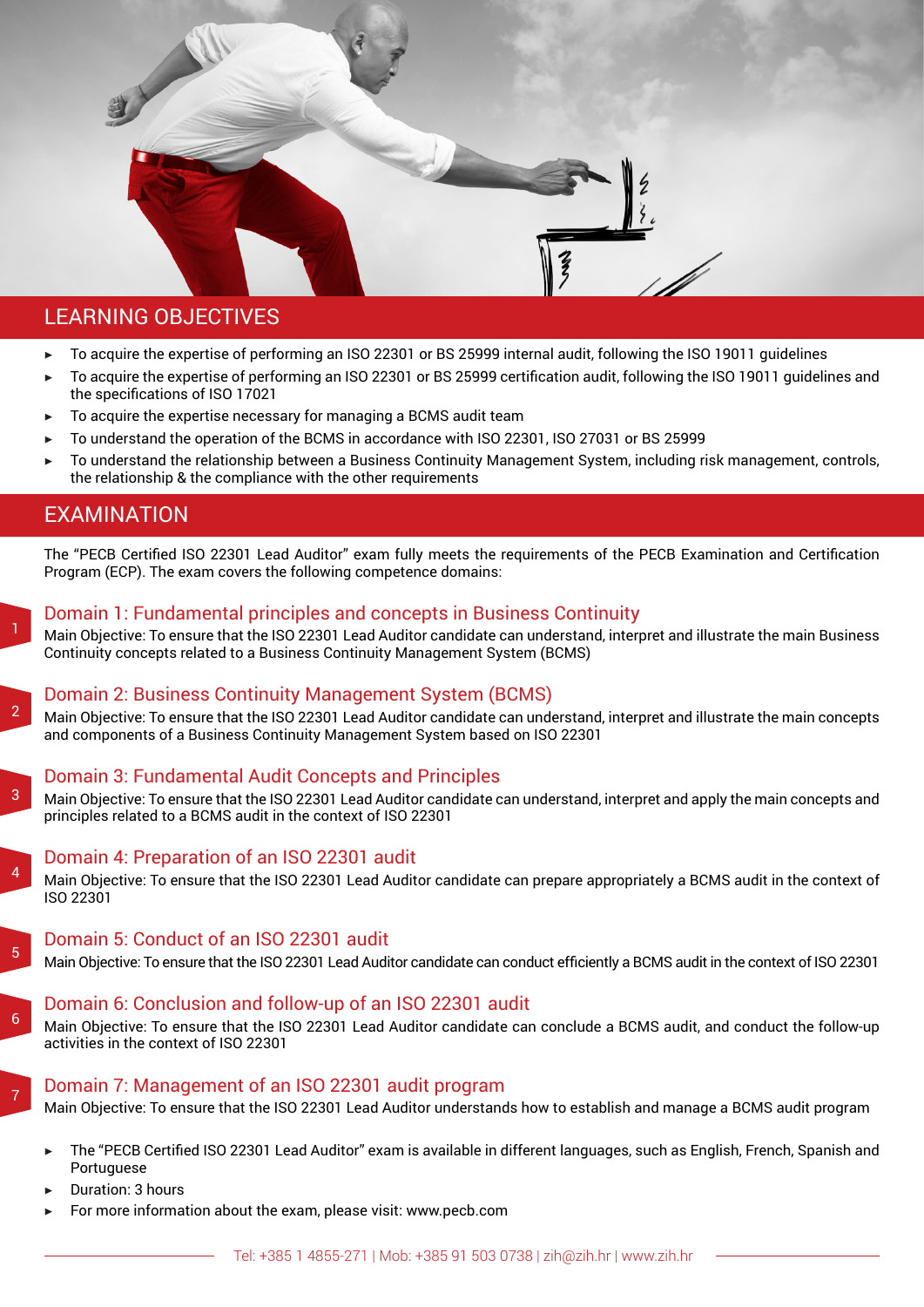## LEARNING OBJECTIVES

- To acquire the expertise of performing an ISO 22301 or BS 25999 internal audit, following the ISO 19011 guidelines
- To acquire the expertise of performing an ISO 22301 or BS 25999 certification audit, following the ISO 19011 guidelines and the specifications of ISO 17021
- To acquire the expertise necessary for managing a BCMS audit team
- To understand the operation of the BCMS in accordance with ISO 22301, ISO 27031 or BS 25999
- To understand the relationship between a Business Continuity Management System, including risk management, controls, the relationship & the compliance with the other requirements

## EXAMINATION

The "PECB Certified ISO 22301 Lead Auditor" exam fully meets the requirements of the PECB Examination and Certification Program (ECP). The exam covers the following competence domains:

### Domain 1: Fundamental principles and concepts in Business Continuity

Main Objective: To ensure that the ISO 22301 Lead Auditor candidate can understand, interpret and illustrate the main Business Continuity concepts related to a Business Continuity Management System (BCMS)

### Domain 2: Business Continuity Management System (BCMS)

Main Objective: To ensure that the ISO 22301 Lead Auditor candidate can understand, interpret and illustrate the main concepts and components of a Business Continuity Management System based on ISO 22301

### Domain 3: Fundamental Audit Concepts and Principles

Main Objective: To ensure that the ISO 22301 Lead Auditor candidate can understand, interpret and apply the main concepts and principles related to a BCMS audit in the context of ISO 22301

### Domain 4: Preparation of an ISO 22301 audit

Main Objective: To ensure that the ISO 22301 Lead Auditor candidate can prepare appropriately a BCMS audit in the context of ISO 22301

### Domain 5: Conduct of an ISO 22301 audit

Main Objective: To ensure that the ISO 22301 Lead Auditor candidate can conduct efficiently a BCMS audit in the context of ISO 22301

### Domain 6: Conclusion and follow-up of an ISO 22301 audit

Main Objective: To ensure that the ISO 22301 Lead Auditor candidate can conclude a BCMS audit, and conduct the follow-up activities in the context of ISO 22301

### Domain 7: Management of an ISO 22301 audit program

Main Objective: To ensure that the ISO 22301 Lead Auditor understands how to establish and manage a BCMS audit program

- The "PECB Certified ISO 22301 Lead Auditor" exam is available in different languages, such as English, French, Spanish and Portuguese
- Duration: 3 hours
- For more information about the exam, please visit: www.pecb.com

Tel: +385 1 4855-271 | Mob: +385 91 503 0738 | zih@zih.hr | www.zih.hr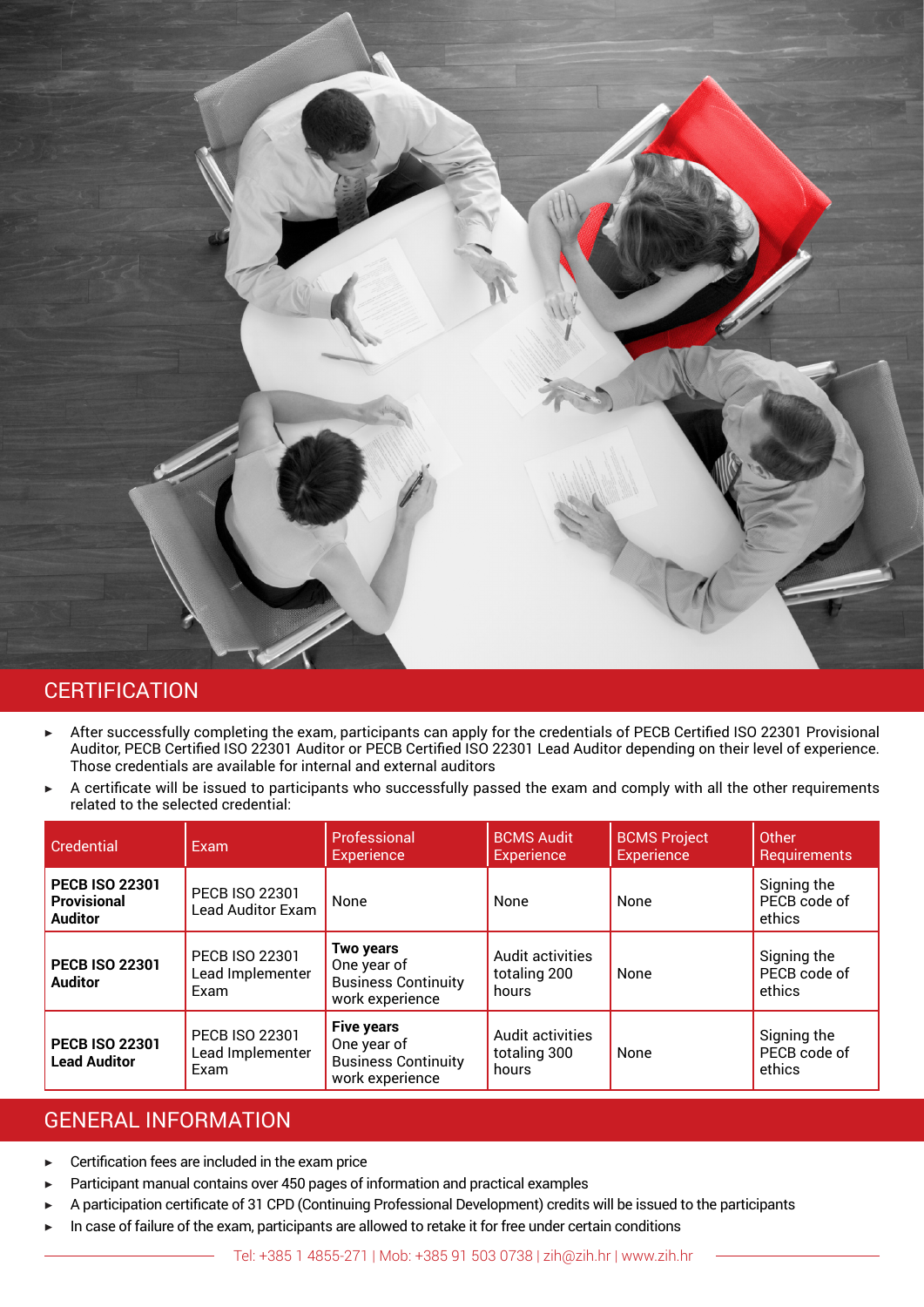## CERTIFICATION

- After successfully completing the exam, participants can apply for the credentials of PECB Certified ISO 22301 Provisional Auditor, PECB Certified ISO 22301 Auditor or PECB Certified ISO 22301 Lead Auditor depending on their level of experience. Those credentials are available for internal and external auditors
- A certificate will be issued to participants who successfully passed the exam and comply with all the other requirements related to the selected credential:

| Credential | Exam | Professional Experience | BCMS Audit Experience | BCMS Project Experience | Other Requirements |
|---|---|---|---|---|---|
| **PECB ISO 22301 Provisional Auditor** | PECB ISO 22301 Lead Auditor Exam | None | None | None | Signing the PECB code of ethics |
| **PECB ISO 22301 Auditor** | PECB ISO 22301 Lead Implementer Exam | **Two years** One year of Business Continuity work experience | Audit activities totaling 200 hours | None | Signing the PECB code of ethics |
| **PECB ISO 22301 Lead Auditor** | PECB ISO 22301 Lead Implementer Exam | **Five years** One year of Business Continuity work experience | Audit activities totaling 300 hours | None | Signing the PECB code of ethics |

## GENERAL INFORMATION

- Certification fees are included in the exam price
- Participant manual contains over 450 pages of information and practical examples
- A participation certificate of 31 CPD (Continuing Professional Development) credits will be issued to the participants
- In case of failure of the exam, participants are allowed to retake it for free under certain conditions

Tel: +385 1 4855-271 | Mob: +385 91 503 0738 | zih@zih.hr | www.zih.hr